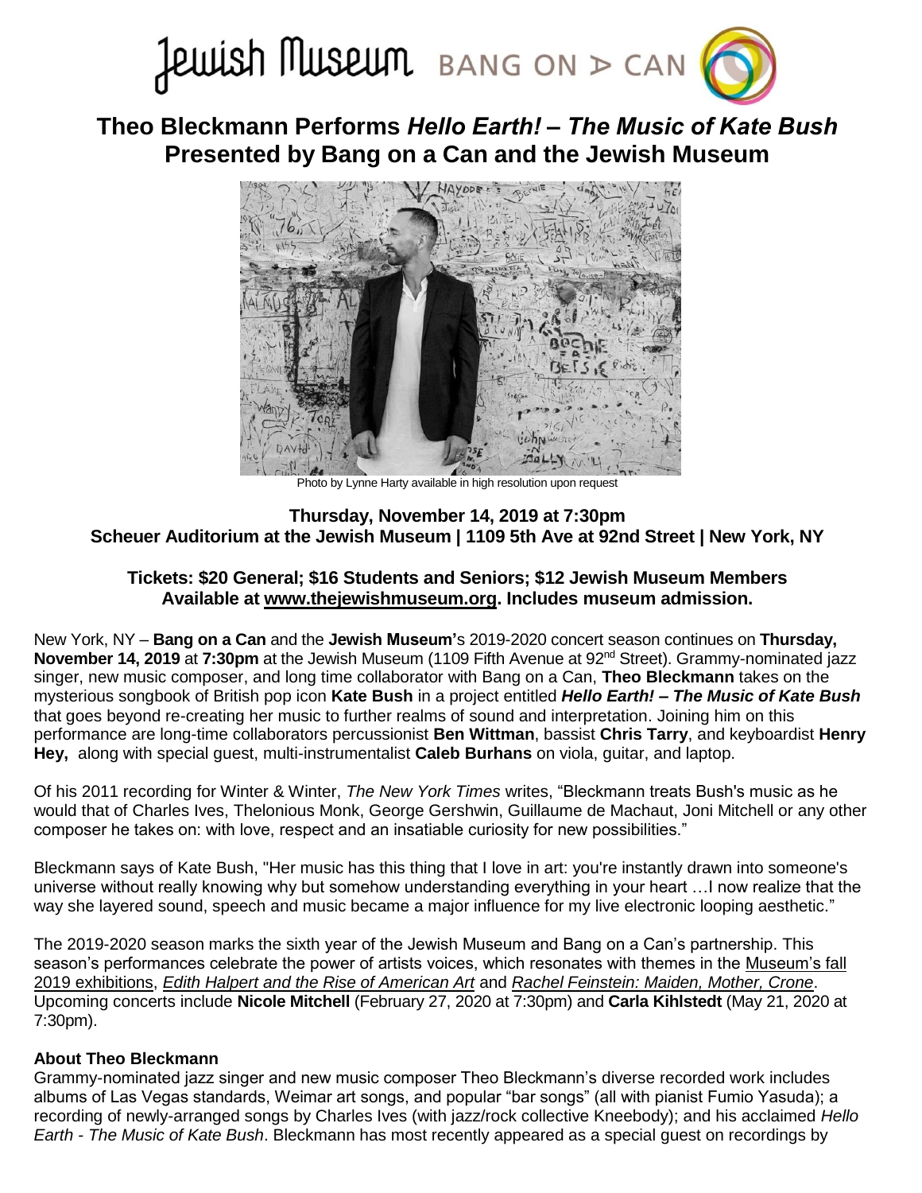Jewish Museum BANG ON A CAN

# Theo Bleckmann Performs *Hello Earth! – The Music of Kate Bush* Presented by Bang on a Can and the Jewish Museum

Photo by Lynne Harty available in high resolution upon request

**Thursday, November 14, 2019 at 7:30pm**
**Scheuer Auditorium at the Jewish Museum | 1109 5th Ave at 92nd Street | New York, NY**

**Tickets: $20 General; $16 Students and Seniors; $12 Jewish Museum Members**
**Available at www.thejewishmuseum.org. Includes museum admission.**

New York, NY – **Bang on a Can** and the **Jewish Museum'**s 2019-2020 concert season continues on **Thursday, November 14, 2019** at **7:30pm** at the Jewish Museum (1109 Fifth Avenue at 92nd Street). Grammy-nominated jazz singer, new music composer, and long time collaborator with Bang on a Can, **Theo Bleckmann** takes on the mysterious songbook of British pop icon **Kate Bush** in a project entitled ***Hello Earth! – The Music of Kate Bush*** that goes beyond re-creating her music to further realms of sound and interpretation. Joining him on this performance are long-time collaborators percussionist **Ben Wittman**, bassist **Chris Tarry**, and keyboardist **Henry Hey,** along with special guest, multi-instrumentalist **Caleb Burhans** on viola, guitar, and laptop.

Of his 2011 recording for Winter & Winter, *The New York Times* writes, "Bleckmann treats Bush's music as he would that of Charles Ives, Thelonious Monk, George Gershwin, Guillaume de Machaut, Joni Mitchell or any other composer he takes on: with love, respect and an insatiable curiosity for new possibilities."

Bleckmann says of Kate Bush, "Her music has this thing that I love in art: you're instantly drawn into someone's universe without really knowing why but somehow understanding everything in your heart …I now realize that the way she layered sound, speech and music became a major influence for my live electronic looping aesthetic."

The 2019-2020 season marks the sixth year of the Jewish Museum and Bang on a Can's partnership. This season's performances celebrate the power of artists voices, which resonates with themes in the Museum's fall 2019 exhibitions, *Edith Halpert and the Rise of American Art* and *Rachel Feinstein: Maiden, Mother, Crone*. Upcoming concerts include **Nicole Mitchell** (February 27, 2020 at 7:30pm) and **Carla Kihlstedt** (May 21, 2020 at 7:30pm).

**About Theo Bleckmann**

Grammy-nominated jazz singer and new music composer Theo Bleckmann's diverse recorded work includes albums of Las Vegas standards, Weimar art songs, and popular "bar songs" (all with pianist Fumio Yasuda); a recording of newly-arranged songs by Charles Ives (with jazz/rock collective Kneebody); and his acclaimed *Hello Earth - The Music of Kate Bush*. Bleckmann has most recently appeared as a special guest on recordings by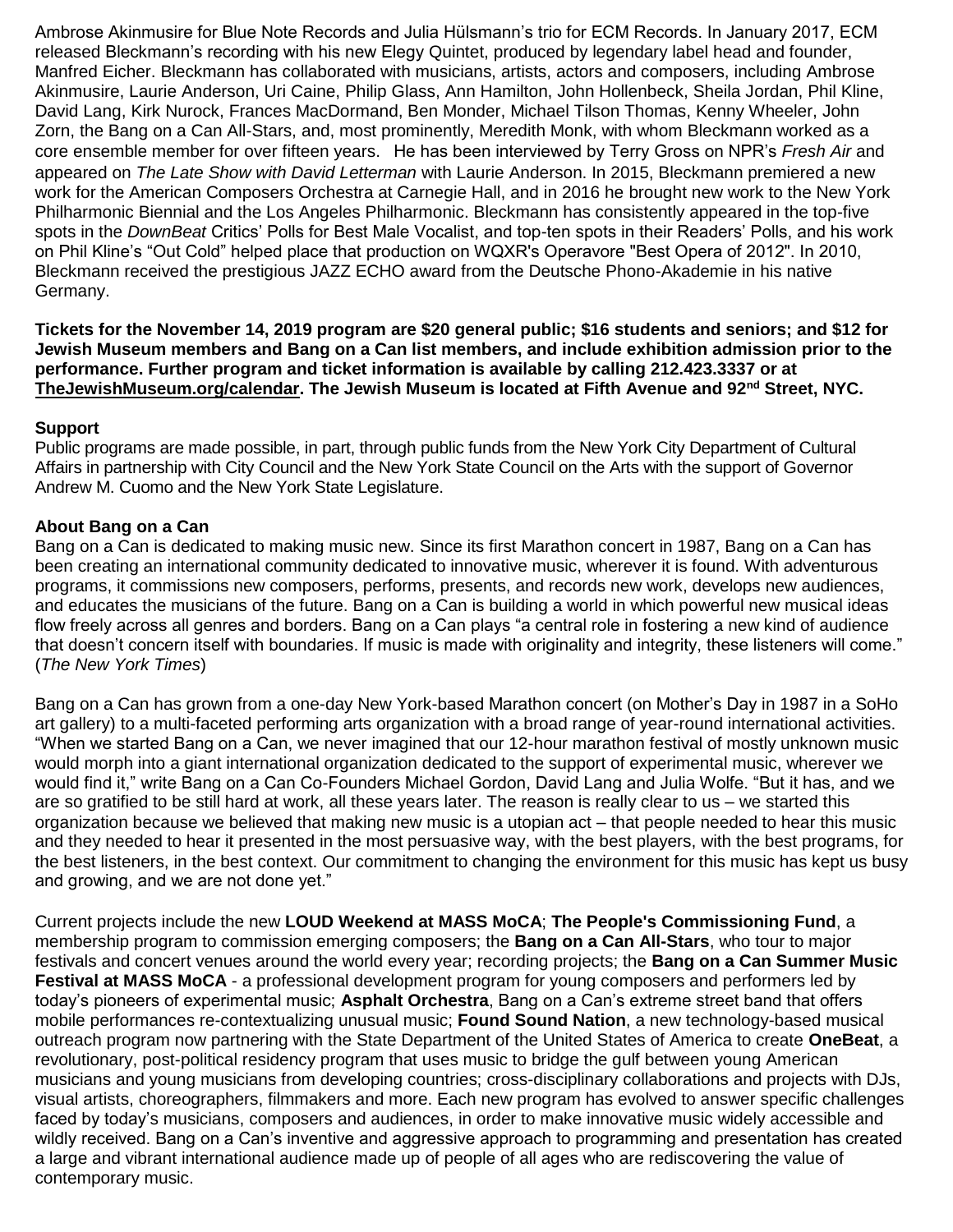Ambrose Akinmusire for Blue Note Records and Julia Hülsmann's trio for ECM Records. In January 2017, ECM released Bleckmann's recording with his new Elegy Quintet, produced by legendary label head and founder, Manfred Eicher. Bleckmann has collaborated with musicians, artists, actors and composers, including Ambrose Akinmusire, Laurie Anderson, Uri Caine, Philip Glass, Ann Hamilton, John Hollenbeck, Sheila Jordan, Phil Kline, David Lang, Kirk Nurock, Frances MacDormand, Ben Monder, Michael Tilson Thomas, Kenny Wheeler, John Zorn, the Bang on a Can All-Stars, and, most prominently, Meredith Monk, with whom Bleckmann worked as a core ensemble member for over fifteen years. He has been interviewed by Terry Gross on NPR's *Fresh Air* and appeared on *The Late Show with David Letterman* with Laurie Anderson. In 2015, Bleckmann premiered a new work for the American Composers Orchestra at Carnegie Hall, and in 2016 he brought new work to the New York Philharmonic Biennial and the Los Angeles Philharmonic. Bleckmann has consistently appeared in the top-five spots in the *DownBeat* Critics' Polls for Best Male Vocalist, and top-ten spots in their Readers' Polls, and his work on Phil Kline's "Out Cold" helped place that production on WQXR's Operavore "Best Opera of 2012". In 2010, Bleckmann received the prestigious JAZZ ECHO award from the Deutsche Phono-Akademie in his native Germany.

**Tickets for the November 14, 2019 program are $20 general public; $16 students and seniors; and $12 for Jewish Museum members and Bang on a Can list members, and include exhibition admission prior to the performance. Further program and ticket information is available by calling 212.423.3337 or at TheJewishMuseum.org/calendar. The Jewish Museum is located at Fifth Avenue and 92nd Street, NYC.**

**Support**
Public programs are made possible, in part, through public funds from the New York City Department of Cultural Affairs in partnership with City Council and the New York State Council on the Arts with the support of Governor Andrew M. Cuomo and the New York State Legislature.

**About Bang on a Can**
Bang on a Can is dedicated to making music new. Since its first Marathon concert in 1987, Bang on a Can has been creating an international community dedicated to innovative music, wherever it is found. With adventurous programs, it commissions new composers, performs, presents, and records new work, develops new audiences, and educates the musicians of the future. Bang on a Can is building a world in which powerful new musical ideas flow freely across all genres and borders. Bang on a Can plays "a central role in fostering a new kind of audience that doesn't concern itself with boundaries. If music is made with originality and integrity, these listeners will come." (*The New York Times*)

Bang on a Can has grown from a one-day New York-based Marathon concert (on Mother's Day in 1987 in a SoHo art gallery) to a multi-faceted performing arts organization with a broad range of year-round international activities. "When we started Bang on a Can, we never imagined that our 12-hour marathon festival of mostly unknown music would morph into a giant international organization dedicated to the support of experimental music, wherever we would find it," write Bang on a Can Co-Founders Michael Gordon, David Lang and Julia Wolfe. "But it has, and we are so gratified to be still hard at work, all these years later. The reason is really clear to us – we started this organization because we believed that making new music is a utopian act – that people needed to hear this music and they needed to hear it presented in the most persuasive way, with the best players, with the best programs, for the best listeners, in the best context. Our commitment to changing the environment for this music has kept us busy and growing, and we are not done yet."

Current projects include the new **LOUD Weekend at MASS MoCA**; **The People's Commissioning Fund**, a membership program to commission emerging composers; the **Bang on a Can All-Stars**, who tour to major festivals and concert venues around the world every year; recording projects; the **Bang on a Can Summer Music Festival at MASS MoCA** - a professional development program for young composers and performers led by today's pioneers of experimental music; **Asphalt Orchestra**, Bang on a Can's extreme street band that offers mobile performances re-contextualizing unusual music; **Found Sound Nation**, a new technology-based musical outreach program now partnering with the State Department of the United States of America to create **OneBeat**, a revolutionary, post-political residency program that uses music to bridge the gulf between young American musicians and young musicians from developing countries; cross-disciplinary collaborations and projects with DJs, visual artists, choreographers, filmmakers and more. Each new program has evolved to answer specific challenges faced by today's musicians, composers and audiences, in order to make innovative music widely accessible and wildly received. Bang on a Can's inventive and aggressive approach to programming and presentation has created a large and vibrant international audience made up of people of all ages who are rediscovering the value of contemporary music.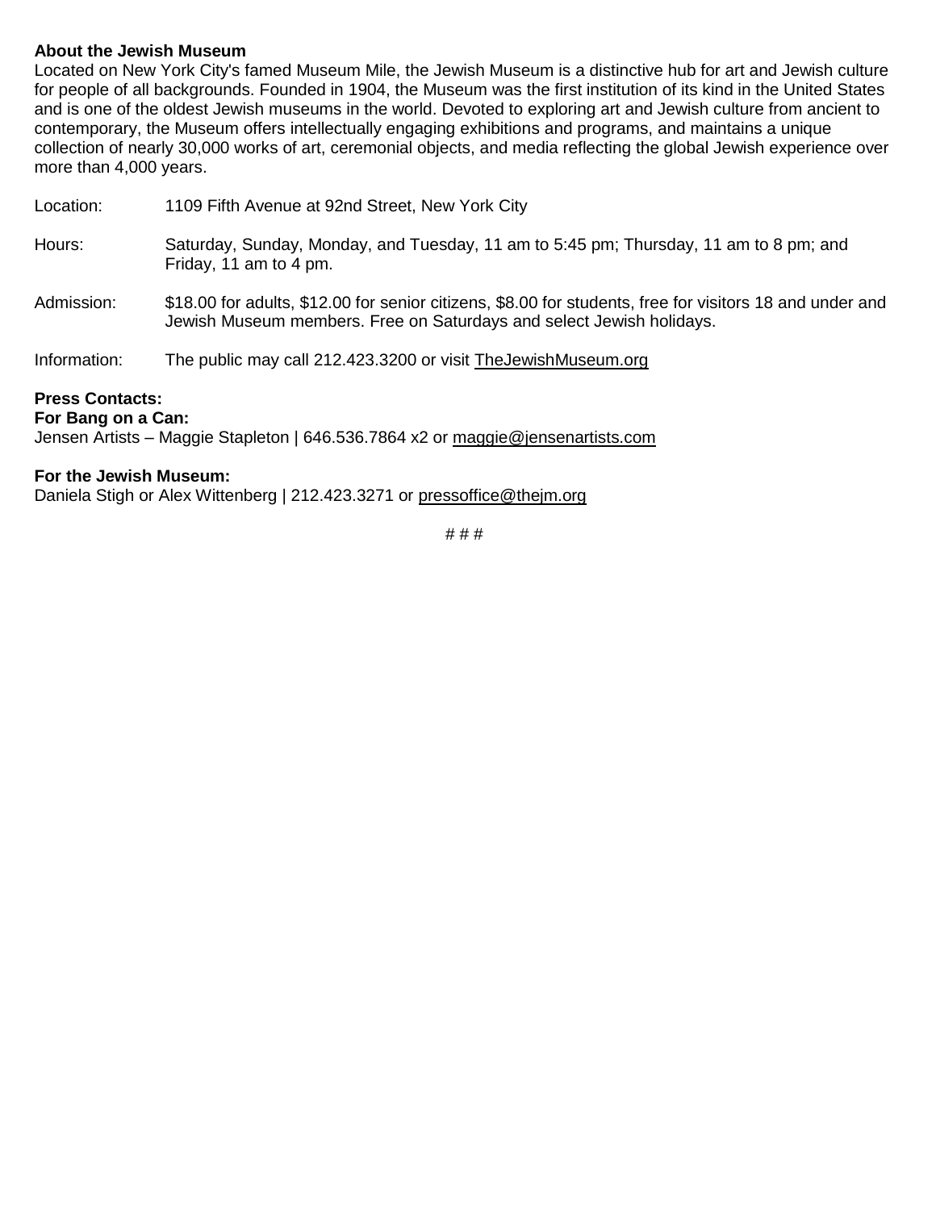**About the Jewish Museum**
Located on New York City's famed Museum Mile, the Jewish Museum is a distinctive hub for art and Jewish culture for people of all backgrounds. Founded in 1904, the Museum was the first institution of its kind in the United States and is one of the oldest Jewish museums in the world. Devoted to exploring art and Jewish culture from ancient to contemporary, the Museum offers intellectually engaging exhibitions and programs, and maintains a unique collection of nearly 30,000 works of art, ceremonial objects, and media reflecting the global Jewish experience over more than 4,000 years.

| | |
|---|---|
| Location: | 1109 Fifth Avenue at 92nd Street, New York City |
| Hours: | Saturday, Sunday, Monday, and Tuesday, 11 am to 5:45 pm; Thursday, 11 am to 8 pm; and Friday, 11 am to 4 pm. |
| Admission: | $18.00 for adults, $12.00 for senior citizens, $8.00 for students, free for visitors 18 and under and Jewish Museum members. Free on Saturdays and select Jewish holidays. |
| Information: | The public may call 212.423.3200 or visit TheJewishMuseum.org |

**Press Contacts:**
**For Bang on a Can:**
Jensen Artists – Maggie Stapleton | 646.536.7864 x2 or maggie@jensenartists.com

**For the Jewish Museum:**
Daniela Stigh or Alex Wittenberg | 212.423.3271 or pressoffice@thejm.org

# # #